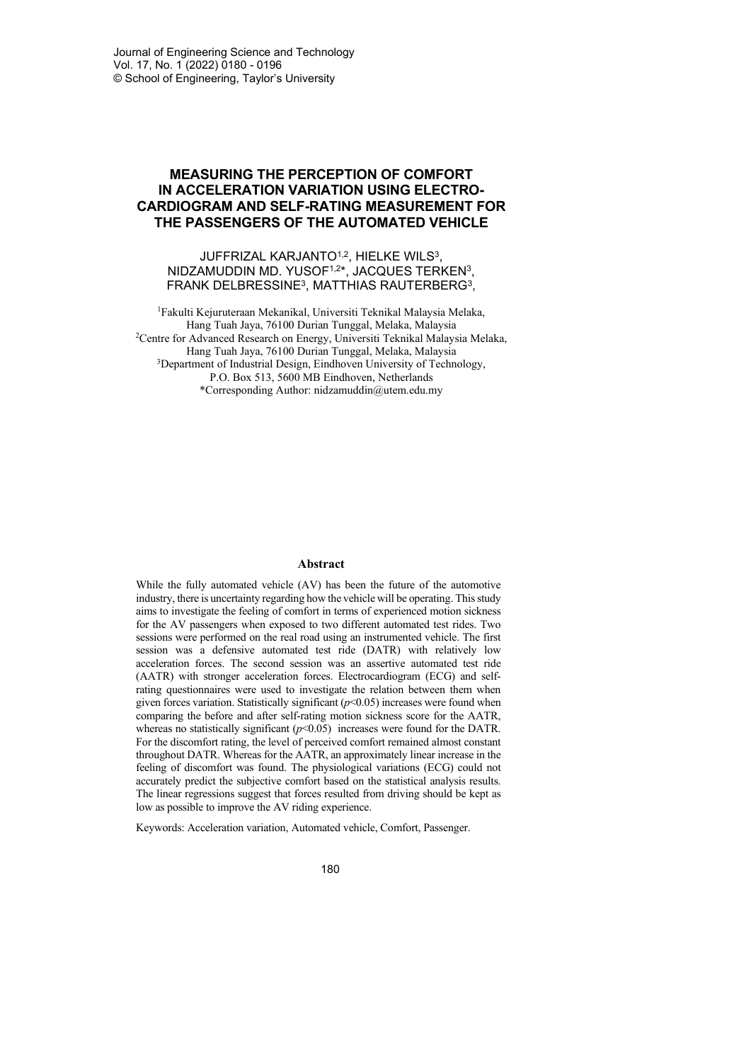# MEASURING THE PERCEPTION OF COMFORT IN ACCELERATION VARIATION USING ELECTRO-CARDIOGRAM AND SELF-RATING MEASUREMENT FOR THE PASSENGERS OF THE AUTOMATED VEHICLE

JUFFRIZAL KARJANTO[1,2], HIELKE WILS[3], NIDZAMUDDIN MD. YUSOF[1,2]*, JACQUES TERKEN[3], FRANK DELBRESSINE[3], MATTHIAS RAUTERBERG[3],

[1]Fakulti Kejuruteraan Mekanikal, Universiti Teknikal Malaysia Melaka, Hang Tuah Jaya, 76100 Durian Tunggal, Melaka, Malaysia
[2]Centre for Advanced Research on Energy, Universiti Teknikal Malaysia Melaka, Hang Tuah Jaya, 76100 Durian Tunggal, Melaka, Malaysia
[3]Department of Industrial Design, Eindhoven University of Technology, P.O. Box 513, 5600 MB Eindhoven, Netherlands
*Corresponding Author: nidzamuddin@utem.edu.my

## Abstract

While the fully automated vehicle (AV) has been the future of the automotive industry, there is uncertainty regarding how the vehicle will be operating. This study aims to investigate the feeling of comfort in terms of experienced motion sickness for the AV passengers when exposed to two different automated test rides. Two sessions were performed on the real road using an instrumented vehicle. The first session was a defensive automated test ride (DATR) with relatively low acceleration forces. The second session was an assertive automated test ride (AATR) with stronger acceleration forces. Electrocardiogram (ECG) and self-rating questionnaires were used to investigate the relation between them when given forces variation. Statistically significant ($p<0.05$) increases were found when comparing the before and after self-rating motion sickness score for the AATR, whereas no statistically significant ($p<0.05$) increases were found for the DATR. For the discomfort rating, the level of perceived comfort remained almost constant throughout DATR. Whereas for the AATR, an approximately linear increase in the feeling of discomfort was found. The physiological variations (ECG) could not accurately predict the subjective comfort based on the statistical analysis results. The linear regressions suggest that forces resulted from driving should be kept as low as possible to improve the AV riding experience.

Keywords: Acceleration variation, Automated vehicle, Comfort, Passenger.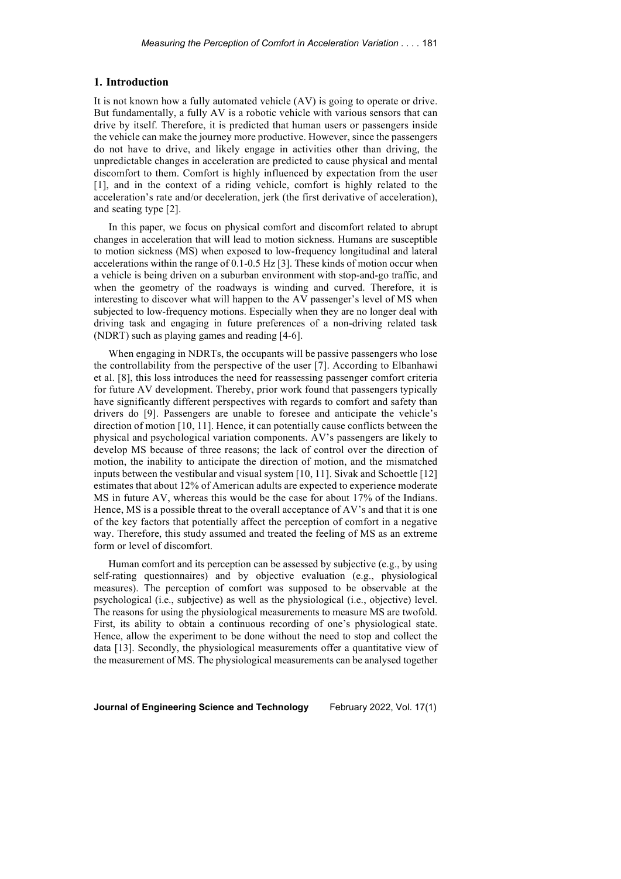## 1. Introduction

It is not known how a fully automated vehicle (AV) is going to operate or drive. But fundamentally, a fully AV is a robotic vehicle with various sensors that can drive by itself. Therefore, it is predicted that human users or passengers inside the vehicle can make the journey more productive. However, since the passengers do not have to drive, and likely engage in activities other than driving, the unpredictable changes in acceleration are predicted to cause physical and mental discomfort to them. Comfort is highly influenced by expectation from the user [1], and in the context of a riding vehicle, comfort is highly related to the acceleration's rate and/or deceleration, jerk (the first derivative of acceleration), and seating type [2].

In this paper, we focus on physical comfort and discomfort related to abrupt changes in acceleration that will lead to motion sickness. Humans are susceptible to motion sickness (MS) when exposed to low-frequency longitudinal and lateral accelerations within the range of 0.1-0.5 Hz [3]. These kinds of motion occur when a vehicle is being driven on a suburban environment with stop-and-go traffic, and when the geometry of the roadways is winding and curved. Therefore, it is interesting to discover what will happen to the AV passenger's level of MS when subjected to low-frequency motions. Especially when they are no longer deal with driving task and engaging in future preferences of a non-driving related task (NDRT) such as playing games and reading [4-6].

When engaging in NDRTs, the occupants will be passive passengers who lose the controllability from the perspective of the user [7]. According to Elbanhawi et al. [8], this loss introduces the need for reassessing passenger comfort criteria for future AV development. Thereby, prior work found that passengers typically have significantly different perspectives with regards to comfort and safety than drivers do [9]. Passengers are unable to foresee and anticipate the vehicle's direction of motion [10, 11]. Hence, it can potentially cause conflicts between the physical and psychological variation components. AV's passengers are likely to develop MS because of three reasons; the lack of control over the direction of motion, the inability to anticipate the direction of motion, and the mismatched inputs between the vestibular and visual system [10, 11]. Sivak and Schoettle [12] estimates that about 12% of American adults are expected to experience moderate MS in future AV, whereas this would be the case for about 17% of the Indians. Hence, MS is a possible threat to the overall acceptance of AV's and that it is one of the key factors that potentially affect the perception of comfort in a negative way. Therefore, this study assumed and treated the feeling of MS as an extreme form or level of discomfort.

Human comfort and its perception can be assessed by subjective (e.g., by using self-rating questionnaires) and by objective evaluation (e.g., physiological measures). The perception of comfort was supposed to be observable at the psychological (i.e., subjective) as well as the physiological (i.e., objective) level. The reasons for using the physiological measurements to measure MS are twofold. First, its ability to obtain a continuous recording of one's physiological state. Hence, allow the experiment to be done without the need to stop and collect the data [13]. Secondly, the physiological measurements offer a quantitative view of the measurement of MS. The physiological measurements can be analysed together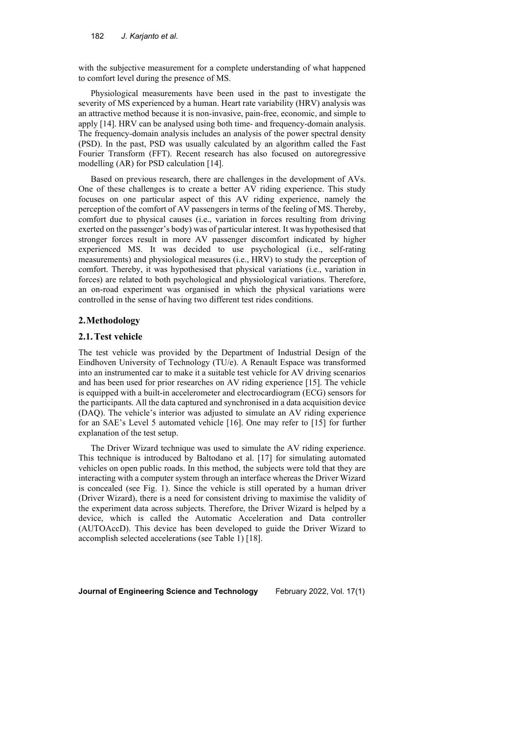with the subjective measurement for a complete understanding of what happened to comfort level during the presence of MS.

Physiological measurements have been used in the past to investigate the severity of MS experienced by a human. Heart rate variability (HRV) analysis was an attractive method because it is non-invasive, pain-free, economic, and simple to apply [14]. HRV can be analysed using both time- and frequency-domain analysis. The frequency-domain analysis includes an analysis of the power spectral density (PSD). In the past, PSD was usually calculated by an algorithm called the Fast Fourier Transform (FFT). Recent research has also focused on autoregressive modelling (AR) for PSD calculation [14].

Based on previous research, there are challenges in the development of AVs. One of these challenges is to create a better AV riding experience. This study focuses on one particular aspect of this AV riding experience, namely the perception of the comfort of AV passengers in terms of the feeling of MS. Thereby, comfort due to physical causes (i.e., variation in forces resulting from driving exerted on the passenger's body) was of particular interest. It was hypothesised that stronger forces result in more AV passenger discomfort indicated by higher experienced MS. It was decided to use psychological (i.e., self-rating measurements) and physiological measures (i.e., HRV) to study the perception of comfort. Thereby, it was hypothesised that physical variations (i.e., variation in forces) are related to both psychological and physiological variations. Therefore, an on-road experiment was organised in which the physical variations were controlled in the sense of having two different test rides conditions.

## 2. Methodology

### 2.1. Test vehicle

The test vehicle was provided by the Department of Industrial Design of the Eindhoven University of Technology (TU/e). A Renault Espace was transformed into an instrumented car to make it a suitable test vehicle for AV driving scenarios and has been used for prior researches on AV riding experience [15]. The vehicle is equipped with a built-in accelerometer and electrocardiogram (ECG) sensors for the participants. All the data captured and synchronised in a data acquisition device (DAQ). The vehicle's interior was adjusted to simulate an AV riding experience for an SAE's Level 5 automated vehicle [16]. One may refer to [15] for further explanation of the test setup.

The Driver Wizard technique was used to simulate the AV riding experience. This technique is introduced by Baltodano et al. [17] for simulating automated vehicles on open public roads. In this method, the subjects were told that they are interacting with a computer system through an interface whereas the Driver Wizard is concealed (see Fig. 1). Since the vehicle is still operated by a human driver (Driver Wizard), there is a need for consistent driving to maximise the validity of the experiment data across subjects. Therefore, the Driver Wizard is helped by a device, which is called the Automatic Acceleration and Data controller (AUTOAccD). This device has been developed to guide the Driver Wizard to accomplish selected accelerations (see Table 1) [18].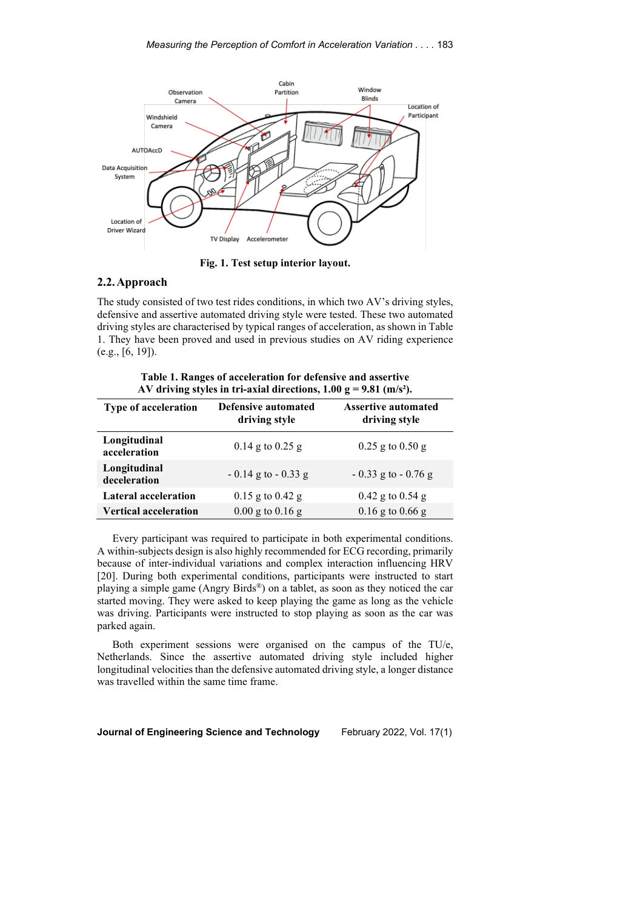Fig. 1. Test setup interior layout.

## 2.2. Approach

The study consisted of two test rides conditions, in which two AV's driving styles, defensive and assertive automated driving style were tested. These two automated driving styles are characterised by typical ranges of acceleration, as shown in Table 1. They have been proved and used in previous studies on AV riding experience (e.g., [6, 19]).

**Table 1. Ranges of acceleration for defensive and assertive AV driving styles in tri-axial directions, 1.00 g = 9.81 (m/s²).**

| Type of acceleration | Defensive automated driving style | Assertive automated driving style |
|---|---|---|
| **Longitudinal acceleration** | 0.14 g to 0.25 g | 0.25 g to 0.50 g |
| **Longitudinal deceleration** | - 0.14 g to - 0.33 g | - 0.33 g to - 0.76 g |
| **Lateral acceleration** | 0.15 g to 0.42 g | 0.42 g to 0.54 g |
| **Vertical acceleration** | 0.00 g to 0.16 g | 0.16 g to 0.66 g |

Every participant was required to participate in both experimental conditions. A within-subjects design is also highly recommended for ECG recording, primarily because of inter-individual variations and complex interaction influencing HRV [20]. During both experimental conditions, participants were instructed to start playing a simple game (Angry Birds®) on a tablet, as soon as they noticed the car started moving. They were asked to keep playing the game as long as the vehicle was driving. Participants were instructed to stop playing as soon as the car was parked again.

Both experiment sessions were organised on the campus of the TU/e, Netherlands. Since the assertive automated driving style included higher longitudinal velocities than the defensive automated driving style, a longer distance was travelled within the same time frame.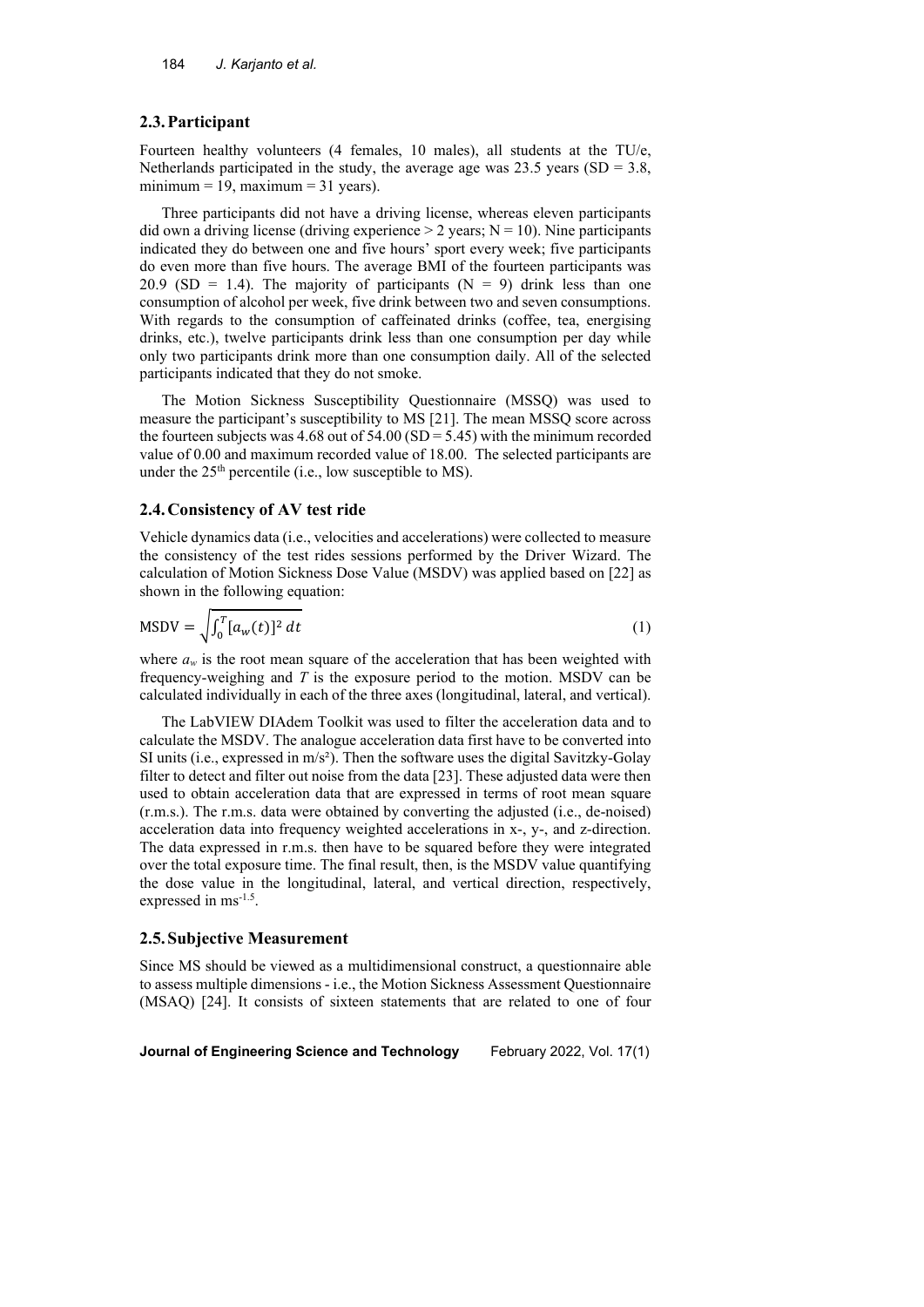## 2.3. Participant

Fourteen healthy volunteers (4 females, 10 males), all students at the TU/e, Netherlands participated in the study, the average age was 23.5 years (SD = 3.8, minimum = 19, maximum = 31 years).

Three participants did not have a driving license, whereas eleven participants did own a driving license (driving experience > 2 years; N = 10). Nine participants indicated they do between one and five hours' sport every week; five participants do even more than five hours. The average BMI of the fourteen participants was 20.9 (SD = 1.4). The majority of participants (N = 9) drink less than one consumption of alcohol per week, five drink between two and seven consumptions. With regards to the consumption of caffeinated drinks (coffee, tea, energising drinks, etc.), twelve participants drink less than one consumption per day while only two participants drink more than one consumption daily. All of the selected participants indicated that they do not smoke.

The Motion Sickness Susceptibility Questionnaire (MSSQ) was used to measure the participant's susceptibility to MS [21]. The mean MSSQ score across the fourteen subjects was 4.68 out of 54.00 (SD = 5.45) with the minimum recorded value of 0.00 and maximum recorded value of 18.00. The selected participants are under the 25th percentile (i.e., low susceptible to MS).

## 2.4. Consistency of AV test ride

Vehicle dynamics data (i.e., velocities and accelerations) were collected to measure the consistency of the test rides sessions performed by the Driver Wizard. The calculation of Motion Sickness Dose Value (MSDV) was applied based on [22] as shown in the following equation:

$$\text{MSDV} = \sqrt{\int_0^T [a_w(t)]^2 \, dt} \tag{1}$$

where $a_w$ is the root mean square of the acceleration that has been weighted with frequency-weighing and $T$ is the exposure period to the motion. MSDV can be calculated individually in each of the three axes (longitudinal, lateral, and vertical).

The LabVIEW DIAdem Toolkit was used to filter the acceleration data and to calculate the MSDV. The analogue acceleration data first have to be converted into SI units (i.e., expressed in $m/s^2$). Then the software uses the digital Savitzky-Golay filter to detect and filter out noise from the data [23]. These adjusted data were then used to obtain acceleration data that are expressed in terms of root mean square (r.m.s.). The r.m.s. data were obtained by converting the adjusted (i.e., de-noised) acceleration data into frequency weighted accelerations in x-, y-, and z-direction. The data expressed in r.m.s. then have to be squared before they were integrated over the total exposure time. The final result, then, is the MSDV value quantifying the dose value in the longitudinal, lateral, and vertical direction, respectively, expressed in $ms^{-1.5}$.

## 2.5. Subjective Measurement

Since MS should be viewed as a multidimensional construct, a questionnaire able to assess multiple dimensions - i.e., the Motion Sickness Assessment Questionnaire (MSAQ) [24]. It consists of sixteen statements that are related to one of four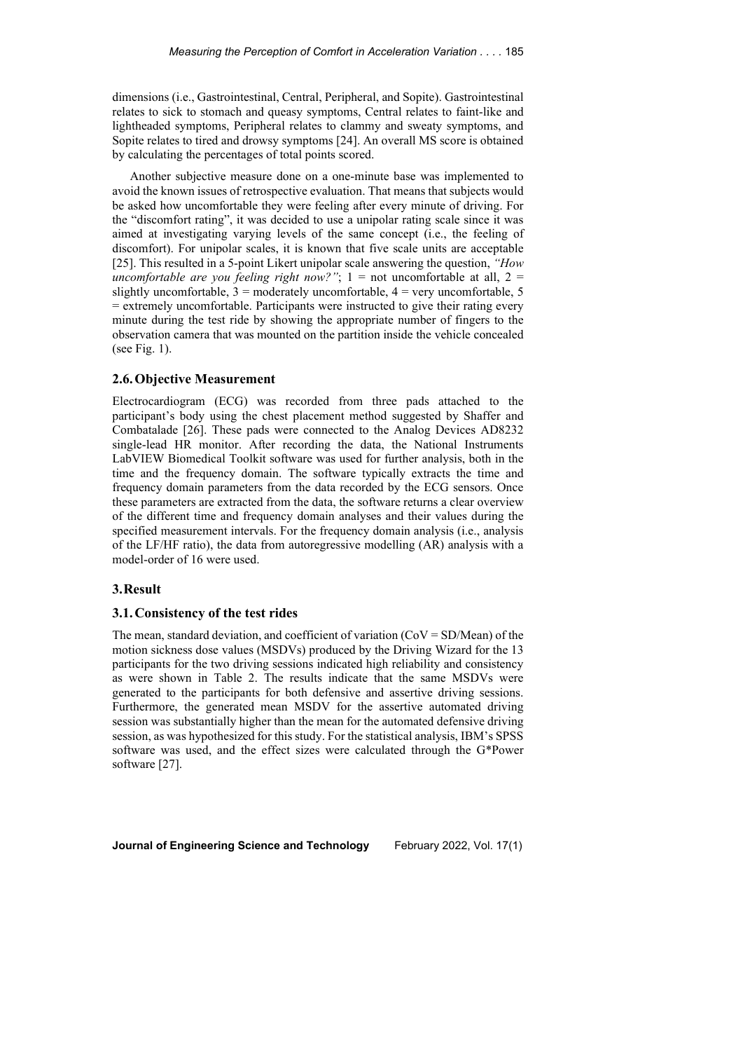dimensions (i.e., Gastrointestinal, Central, Peripheral, and Sopite). Gastrointestinal relates to sick to stomach and queasy symptoms, Central relates to faint-like and lightheaded symptoms, Peripheral relates to clammy and sweaty symptoms, and Sopite relates to tired and drowsy symptoms [24]. An overall MS score is obtained by calculating the percentages of total points scored.

Another subjective measure done on a one-minute base was implemented to avoid the known issues of retrospective evaluation. That means that subjects would be asked how uncomfortable they were feeling after every minute of driving. For the "discomfort rating", it was decided to use a unipolar rating scale since it was aimed at investigating varying levels of the same concept (i.e., the feeling of discomfort). For unipolar scales, it is known that five scale units are acceptable [25]. This resulted in a 5-point Likert unipolar scale answering the question, *"How uncomfortable are you feeling right now?"*; 1 = not uncomfortable at all, 2 = slightly uncomfortable, 3 = moderately uncomfortable, 4 = very uncomfortable, 5 = extremely uncomfortable. Participants were instructed to give their rating every minute during the test ride by showing the appropriate number of fingers to the observation camera that was mounted on the partition inside the vehicle concealed (see Fig. 1).

## 2.6. Objective Measurement

Electrocardiogram (ECG) was recorded from three pads attached to the participant's body using the chest placement method suggested by Shaffer and Combatalade [26]. These pads were connected to the Analog Devices AD8232 single-lead HR monitor. After recording the data, the National Instruments LabVIEW Biomedical Toolkit software was used for further analysis, both in the time and the frequency domain. The software typically extracts the time and frequency domain parameters from the data recorded by the ECG sensors. Once these parameters are extracted from the data, the software returns a clear overview of the different time and frequency domain analyses and their values during the specified measurement intervals. For the frequency domain analysis (i.e., analysis of the LF/HF ratio), the data from autoregressive modelling (AR) analysis with a model-order of 16 were used.

# 3. Result

## 3.1. Consistency of the test rides

The mean, standard deviation, and coefficient of variation (CoV = SD/Mean) of the motion sickness dose values (MSDVs) produced by the Driving Wizard for the 13 participants for the two driving sessions indicated high reliability and consistency as were shown in Table 2. The results indicate that the same MSDVs were generated to the participants for both defensive and assertive driving sessions. Furthermore, the generated mean MSDV for the assertive automated driving session was substantially higher than the mean for the automated defensive driving session, as was hypothesized for this study. For the statistical analysis, IBM's SPSS software was used, and the effect sizes were calculated through the G*Power software [27].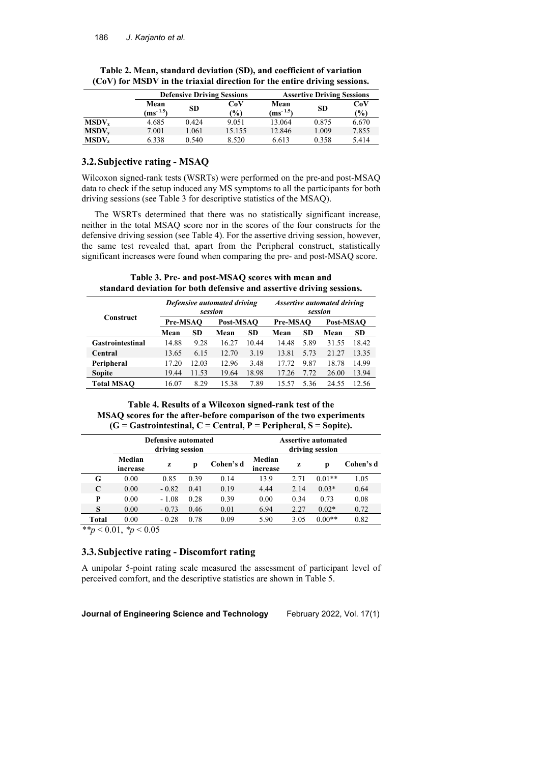**Table 2. Mean, standard deviation (SD), and coefficient of variation (CoV) for MSDV in the triaxial direction for the entire driving sessions.**

| | Defensive Driving Sessions | | | Assertive Driving Sessions | | |
|---|---|---|---|---|---|---|
| | Mean ($ms^{-1.5}$) | SD | CoV (%) | Mean ($ms^{-1.5}$) | SD | CoV (%) |
| $MSDV_x$ | 4.685 | 0.424 | 9.051 | 13.064 | 0.875 | 6.670 |
| $MSDV_y$ | 7.001 | 1.061 | 15.155 | 12.846 | 1.009 | 7.855 |
| $MSDV_z$ | 6.338 | 0.540 | 8.520 | 6.613 | 0.358 | 5.414 |

## 3.2. Subjective rating - MSAQ

Wilcoxon signed-rank tests (WSRTs) were performed on the pre-and post-MSAQ data to check if the setup induced any MS symptoms to all the participants for both driving sessions (see Table 3 for descriptive statistics of the MSAQ).

The WSRTs determined that there was no statistically significant increase, neither in the total MSAQ score nor in the scores of the four constructs for the defensive driving session (see Table 4). For the assertive driving session, however, the same test revealed that, apart from the Peripheral construct, statistically significant increases were found when comparing the pre- and post-MSAQ score.

**Table 3. Pre- and post-MSAQ scores with mean and standard deviation for both defensive and assertive driving sessions.**

| Construct | *Defensive automated driving session* | | | | *Assertive automated driving session* | | | |
|---|---|---|---|---|---|---|---|---|
| | Pre-MSAQ | | Post-MSAQ | | Pre-MSAQ | | Post-MSAQ | |
| | Mean | SD | Mean | SD | Mean | SD | Mean | SD |
| **Gastrointestinal** | 14.88 | 9.28 | 16.27 | 10.44 | 14.48 | 5.89 | 31.55 | 18.42 |
| **Central** | 13.65 | 6.15 | 12.70 | 3.19 | 13.81 | 5.73 | 21.27 | 13.35 |
| **Peripheral** | 17.20 | 12.03 | 12.96 | 3.48 | 17.72 | 9.87 | 18.78 | 14.99 |
| **Sopite** | 19.44 | 11.53 | 19.64 | 18.98 | 17.26 | 7.72 | 26.00 | 13.94 |
| **Total MSAQ** | 16.07 | 8.29 | 15.38 | 7.89 | 15.57 | 5.36 | 24.55 | 12.56 |

**Table 4. Results of a Wilcoxon signed-rank test of the MSAQ scores for the after-before comparison of the two experiments (G = Gastrointestinal, C = Central, P = Peripheral, S = Sopite).**

| | Defensive automated driving session | | | | Assertive automated driving session | | | |
|---|---|---|---|---|---|---|---|---|
| | Median increase | z | p | Cohen's d | Median increase | z | p | Cohen's d |
| **G** | 0.00 | 0.85 | 0.39 | 0.14 | 13.9 | 2.71 | 0.01** | 1.05 |
| **C** | 0.00 | - 0.82 | 0.41 | 0.19 | 4.44 | 2.14 | 0.03* | 0.64 |
| **P** | 0.00 | - 1.08 | 0.28 | 0.39 | 0.00 | 0.34 | 0.73 | 0.08 |
| **S** | 0.00 | - 0.73 | 0.46 | 0.01 | 6.94 | 2.27 | 0.02* | 0.72 |
| **Total** | 0.00 | - 0.28 | 0.78 | 0.09 | 5.90 | 3.05 | 0.00** | 0.82 |

**$p < 0.01$, *$p < 0.05$

## 3.3. Subjective rating - Discomfort rating

A unipolar 5-point rating scale measured the assessment of participant level of perceived comfort, and the descriptive statistics are shown in Table 5.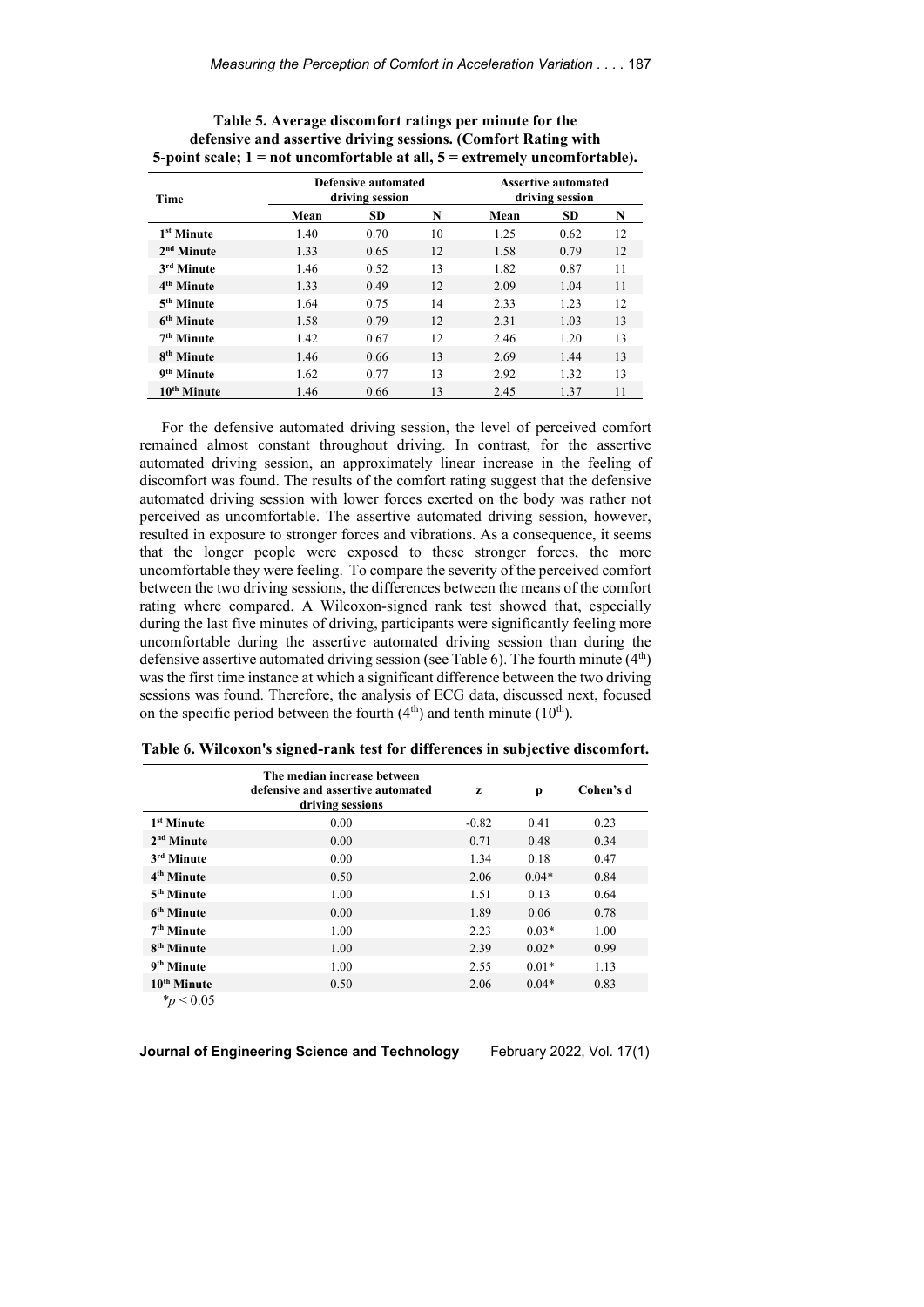**Table 5. Average discomfort ratings per minute for the defensive and assertive driving sessions. (Comfort Rating with 5-point scale; 1 = not uncomfortable at all, 5 = extremely uncomfortable).**

| Time | Defensive automated driving session | | | Assertive automated driving session | | |
|---|---|---|---|---|---|---|
| | Mean | SD | N | Mean | SD | N |
| 1st Minute | 1.40 | 0.70 | 10 | 1.25 | 0.62 | 12 |
| 2nd Minute | 1.33 | 0.65 | 12 | 1.58 | 0.79 | 12 |
| 3rd Minute | 1.46 | 0.52 | 13 | 1.82 | 0.87 | 11 |
| 4th Minute | 1.33 | 0.49 | 12 | 2.09 | 1.04 | 11 |
| 5th Minute | 1.64 | 0.75 | 14 | 2.33 | 1.23 | 12 |
| 6th Minute | 1.58 | 0.79 | 12 | 2.31 | 1.03 | 13 |
| 7th Minute | 1.42 | 0.67 | 12 | 2.46 | 1.20 | 13 |
| 8th Minute | 1.46 | 0.66 | 13 | 2.69 | 1.44 | 13 |
| 9th Minute | 1.62 | 0.77 | 13 | 2.92 | 1.32 | 13 |
| 10th Minute | 1.46 | 0.66 | 13 | 2.45 | 1.37 | 11 |

For the defensive automated driving session, the level of perceived comfort remained almost constant throughout driving. In contrast, for the assertive automated driving session, an approximately linear increase in the feeling of discomfort was found. The results of the comfort rating suggest that the defensive automated driving session with lower forces exerted on the body was rather not perceived as uncomfortable. The assertive automated driving session, however, resulted in exposure to stronger forces and vibrations. As a consequence, it seems that the longer people were exposed to these stronger forces, the more uncomfortable they were feeling. To compare the severity of the perceived comfort between the two driving sessions, the differences between the means of the comfort rating where compared. A Wilcoxon-signed rank test showed that, especially during the last five minutes of driving, participants were significantly feeling more uncomfortable during the assertive automated driving session than during the defensive assertive automated driving session (see Table 6). The fourth minute (4th) was the first time instance at which a significant difference between the two driving sessions was found. Therefore, the analysis of ECG data, discussed next, focused on the specific period between the fourth (4th) and tenth minute (10th).

**Table 6. Wilcoxon's signed-rank test for differences in subjective discomfort.**

| | The median increase between defensive and assertive automated driving sessions | z | p | Cohen's d |
|---|---|---|---|---|
| 1st Minute | 0.00 | -0.82 | 0.41 | 0.23 |
| 2nd Minute | 0.00 | 0.71 | 0.48 | 0.34 |
| 3rd Minute | 0.00 | 1.34 | 0.18 | 0.47 |
| 4th Minute | 0.50 | 2.06 | 0.04* | 0.84 |
| 5th Minute | 1.00 | 1.51 | 0.13 | 0.64 |
| 6th Minute | 0.00 | 1.89 | 0.06 | 0.78 |
| 7th Minute | 1.00 | 2.23 | 0.03* | 1.00 |
| 8th Minute | 1.00 | 2.39 | 0.02* | 0.99 |
| 9th Minute | 1.00 | 2.55 | 0.01* | 1.13 |
| 10th Minute | 0.50 | 2.06 | 0.04* | 0.83 |

*$p < 0.05$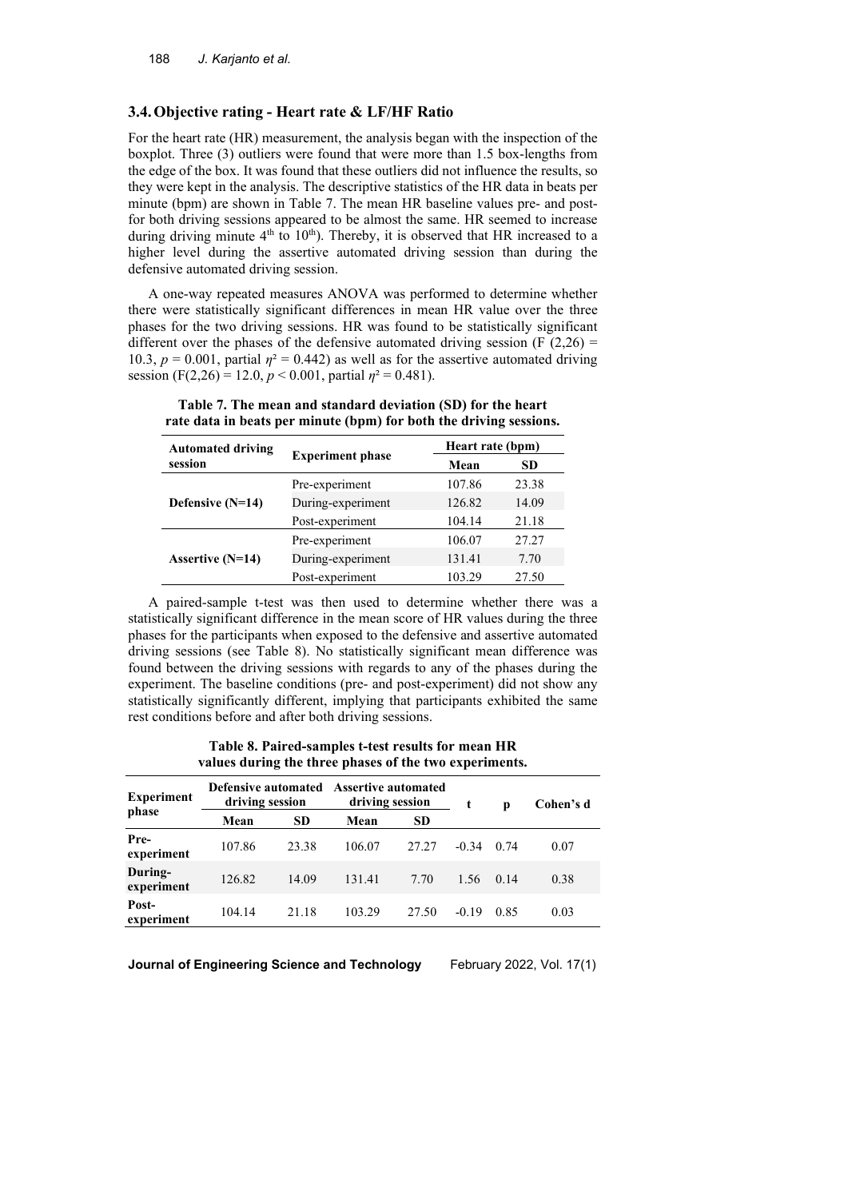### 3.4. Objective rating - Heart rate & LF/HF Ratio

For the heart rate (HR) measurement, the analysis began with the inspection of the boxplot. Three (3) outliers were found that were more than 1.5 box-lengths from the edge of the box. It was found that these outliers did not influence the results, so they were kept in the analysis. The descriptive statistics of the HR data in beats per minute (bpm) are shown in Table 7. The mean HR baseline values pre- and post- for both driving sessions appeared to be almost the same. HR seemed to increase during driving minute 4$^{th}$ to 10$^{th}$). Thereby, it is observed that HR increased to a higher level during the assertive automated driving session than during the defensive automated driving session.

A one-way repeated measures ANOVA was performed to determine whether there were statistically significant differences in mean HR value over the three phases for the two driving sessions. HR was found to be statistically significant different over the phases of the defensive automated driving session ($F(2,26) = 10.3$, $p = 0.001$, partial $\eta^2 = 0.442$) as well as for the assertive automated driving session ($F(2,26) = 12.0$, $p < 0.001$, partial $\eta^2 = 0.481$).

**Table 7. The mean and standard deviation (SD) for the heart rate data in beats per minute (bpm) for both the driving sessions.**

| Automated driving session | Experiment phase | Heart rate (bpm) | |
|---|---|---|---|
| | | Mean | SD |
| Defensive (N=14) | Pre-experiment | 107.86 | 23.38 |
| | During-experiment | 126.82 | 14.09 |
| | Post-experiment | 104.14 | 21.18 |
| Assertive (N=14) | Pre-experiment | 106.07 | 27.27 |
| | During-experiment | 131.41 | 7.70 |
| | Post-experiment | 103.29 | 27.50 |

A paired-sample t-test was then used to determine whether there was a statistically significant difference in the mean score of HR values during the three phases for the participants when exposed to the defensive and assertive automated driving sessions (see Table 8). No statistically significant mean difference was found between the driving sessions with regards to any of the phases during the experiment. The baseline conditions (pre- and post-experiment) did not show any statistically significantly different, implying that participants exhibited the same rest conditions before and after both driving sessions.

**Table 8. Paired-samples t-test results for mean HR values during the three phases of the two experiments.**

| Experiment phase | Defensive automated driving session | | Assertive automated driving session | | t | p | Cohen's d |
|---|---|---|---|---|---|---|---|
| | Mean | SD | Mean | SD | | | |
| Pre-experiment | 107.86 | 23.38 | 106.07 | 27.27 | -0.34 | 0.74 | 0.07 |
| During-experiment | 126.82 | 14.09 | 131.41 | 7.70 | 1.56 | 0.14 | 0.38 |
| Post-experiment | 104.14 | 21.18 | 103.29 | 27.50 | -0.19 | 0.85 | 0.03 |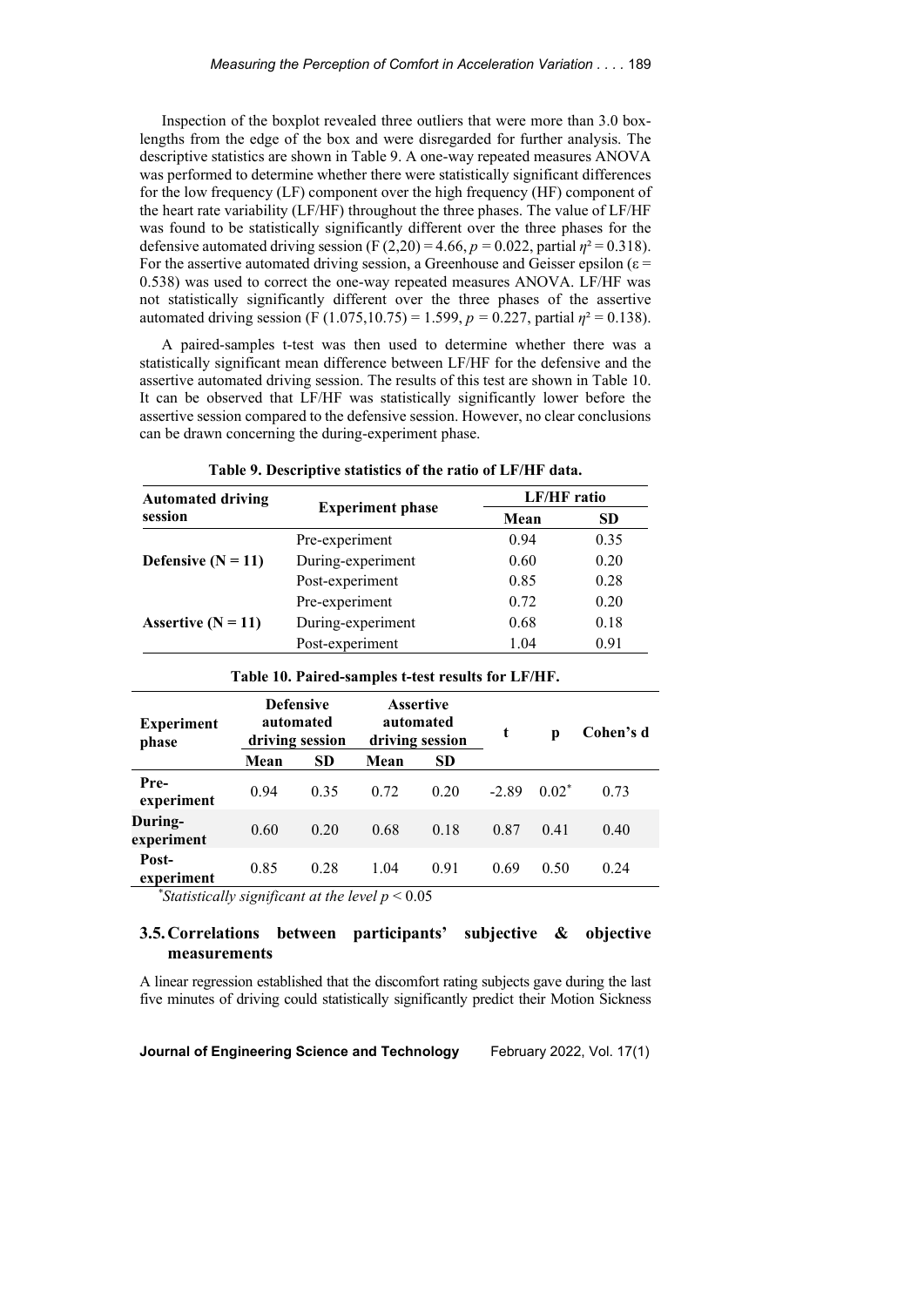Inspection of the boxplot revealed three outliers that were more than 3.0 box-lengths from the edge of the box and were disregarded for further analysis. The descriptive statistics are shown in Table 9. A one-way repeated measures ANOVA was performed to determine whether there were statistically significant differences for the low frequency (LF) component over the high frequency (HF) component of the heart rate variability (LF/HF) throughout the three phases. The value of LF/HF was found to be statistically significantly different over the three phases for the defensive automated driving session ($F(2,20) = 4.66$, $p = 0.022$, partial $\eta^2 = 0.318$). For the assertive automated driving session, a Greenhouse and Geisser epsilon ($\varepsilon = 0.538$) was used to correct the one-way repeated measures ANOVA. LF/HF was not statistically significantly different over the three phases of the assertive automated driving session ($F(1.075,10.75) = 1.599$, $p = 0.227$, partial $\eta^2 = 0.138$).

A paired-samples t-test was then used to determine whether there was a statistically significant mean difference between LF/HF for the defensive and the assertive automated driving session. The results of this test are shown in Table 10. It can be observed that LF/HF was statistically significantly lower before the assertive session compared to the defensive session. However, no clear conclusions can be drawn concerning the during-experiment phase.

**Table 9. Descriptive statistics of the ratio of LF/HF data.**

| Automated driving session | Experiment phase | LF/HF ratio | |
|---|---|---|---|
| | | Mean | SD |
| **Defensive (N = 11)** | Pre-experiment | 0.94 | 0.35 |
| | During-experiment | 0.60 | 0.20 |
| | Post-experiment | 0.85 | 0.28 |
| **Assertive (N = 11)** | Pre-experiment | 0.72 | 0.20 |
| | During-experiment | 0.68 | 0.18 |
| | Post-experiment | 1.04 | 0.91 |

**Table 10. Paired-samples t-test results for LF/HF.**

| Experiment phase | Defensive automated driving session | | Assertive automated driving session | | t | p | Cohen's d |
|---|---|---|---|---|---|---|---|
| | Mean | SD | Mean | SD | | | |
| **Pre-experiment** | 0.94 | 0.35 | 0.72 | 0.20 | -2.89 | 0.02* | 0.73 |
| **During-experiment** | 0.60 | 0.20 | 0.68 | 0.18 | 0.87 | 0.41 | 0.40 |
| **Post-experiment** | 0.85 | 0.28 | 1.04 | 0.91 | 0.69 | 0.50 | 0.24 |

*\*Statistically significant at the level $p < 0.05$*

### 3.5. Correlations between participants' subjective & objective measurements

A linear regression established that the discomfort rating subjects gave during the last five minutes of driving could statistically significantly predict their Motion Sickness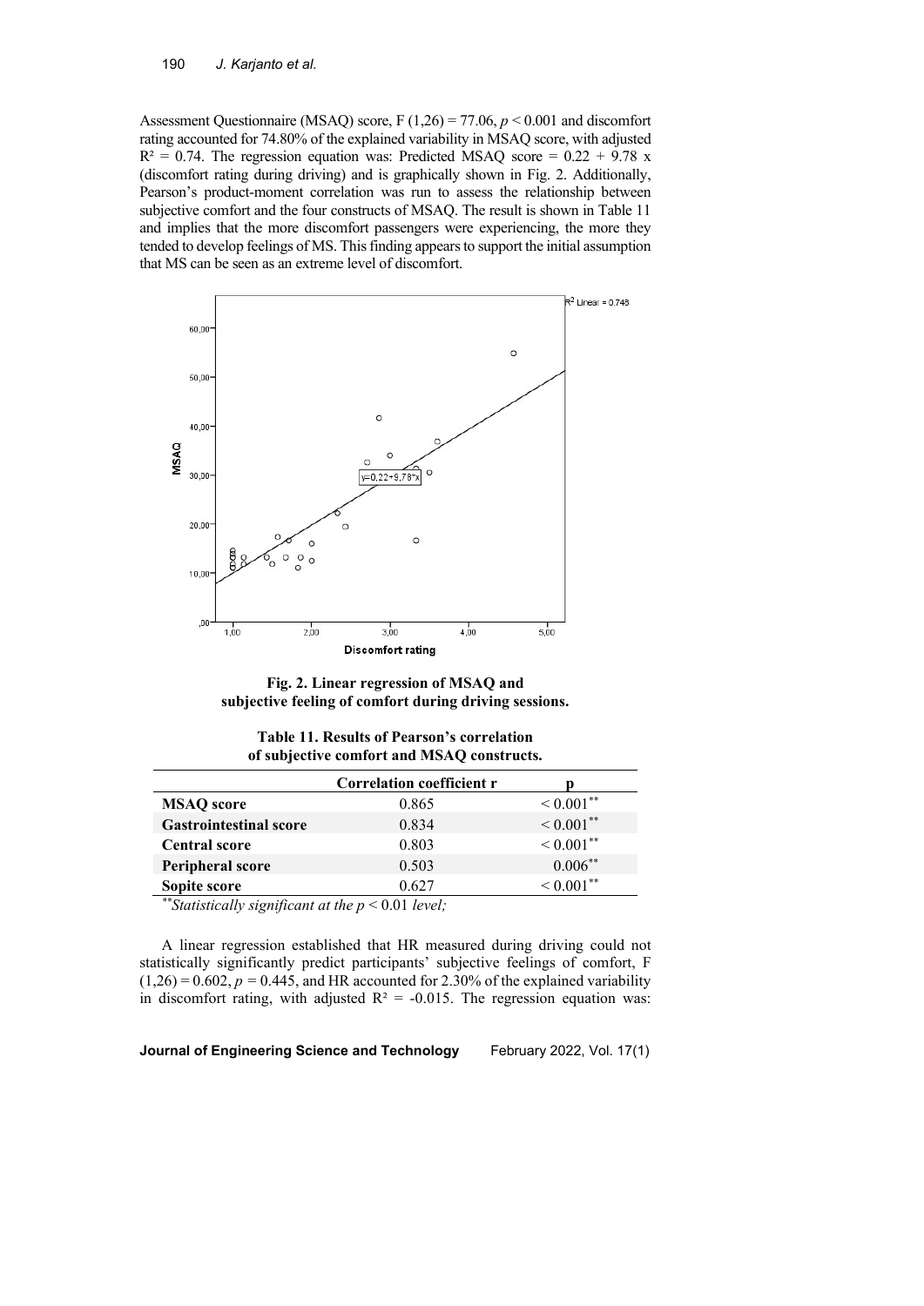Assessment Questionnaire (MSAQ) score, $F(1,26) = 77.06$, $p < 0.001$ and discomfort rating accounted for 74.80% of the explained variability in MSAQ score, with adjusted $R^2 = 0.74$. The regression equation was: Predicted MSAQ score = 0.22 + 9.78 x (discomfort rating during driving) and is graphically shown in Fig. 2. Additionally, Pearson's product-moment correlation was run to assess the relationship between subjective comfort and the four constructs of MSAQ. The result is shown in Table 11 and implies that the more discomfort passengers were experiencing, the more they tended to develop feelings of MS. This finding appears to support the initial assumption that MS can be seen as an extreme level of discomfort.

**Fig. 2. Linear regression of MSAQ and subjective feeling of comfort during driving sessions.**

**Table 11. Results of Pearson's correlation of subjective comfort and MSAQ constructs.**

| | Correlation coefficient r | p |
|---|---|---|
| **MSAQ score** | 0.865 | < 0.001** |
| **Gastrointestinal score** | 0.834 | < 0.001** |
| **Central score** | 0.803 | < 0.001** |
| **Peripheral score** | 0.503 | 0.006** |
| **Sopite score** | 0.627 | < 0.001** |

***Statistically significant at the p* < 0.01 *level;*

A linear regression established that HR measured during driving could not statistically significantly predict participants' subjective feelings of comfort, $F(1,26) = 0.602$, $p = 0.445$, and HR accounted for 2.30% of the explained variability in discomfort rating, with adjusted $R^2 = -0.015$. The regression equation was: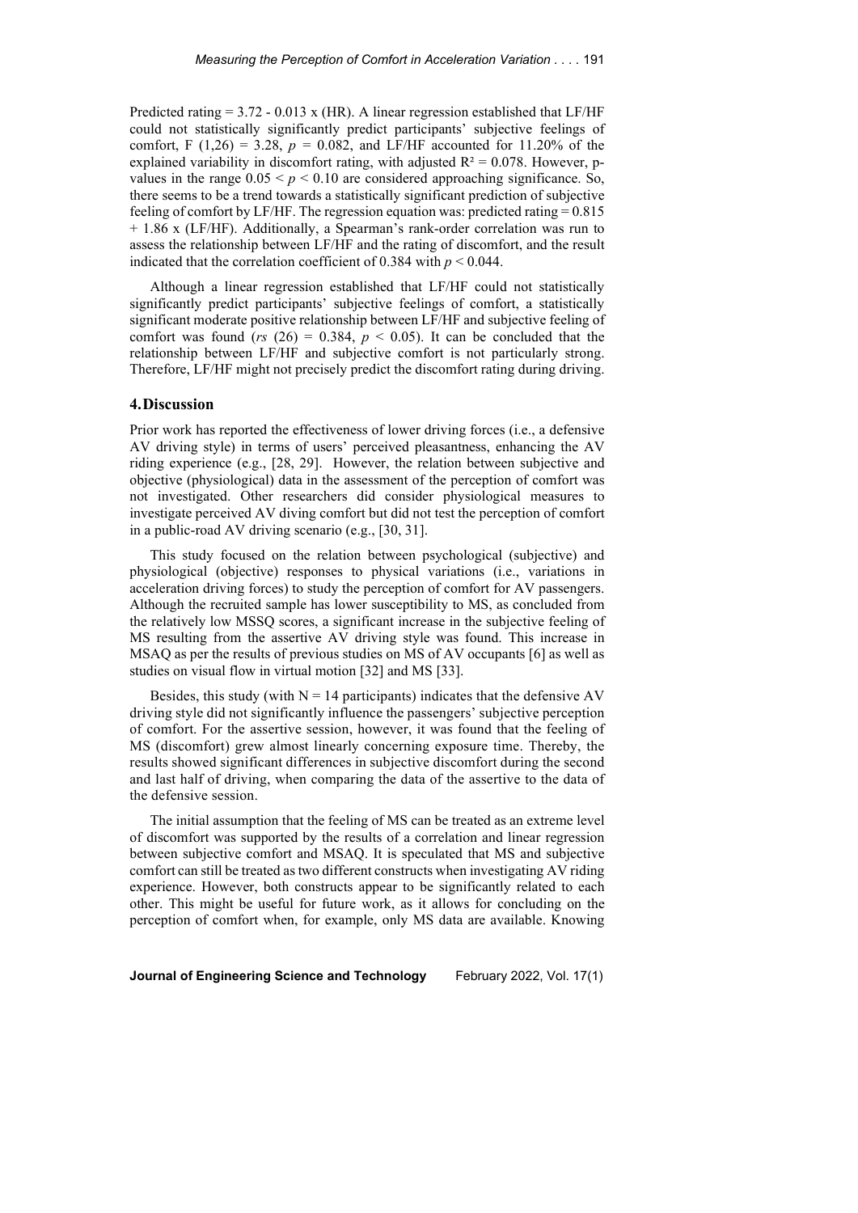Predicted rating = 3.72 - 0.013 x (HR). A linear regression established that LF/HF could not statistically significantly predict participants' subjective feelings of comfort, $F(1,26) = 3.28$, $p = 0.082$, and LF/HF accounted for 11.20% of the explained variability in discomfort rating, with adjusted $R^2 = 0.078$. However, p-values in the range $0.05 < p < 0.10$ are considered approaching significance. So, there seems to be a trend towards a statistically significant prediction of subjective feeling of comfort by LF/HF. The regression equation was: predicted rating = 0.815 + 1.86 x (LF/HF). Additionally, a Spearman's rank-order correlation was run to assess the relationship between LF/HF and the rating of discomfort, and the result indicated that the correlation coefficient of 0.384 with $p < 0.044$.

Although a linear regression established that LF/HF could not statistically significantly predict participants' subjective feelings of comfort, a statistically significant moderate positive relationship between LF/HF and subjective feeling of comfort was found ($r_s(26) = 0.384$, $p < 0.05$). It can be concluded that the relationship between LF/HF and subjective comfort is not particularly strong. Therefore, LF/HF might not precisely predict the discomfort rating during driving.

## 4. Discussion

Prior work has reported the effectiveness of lower driving forces (i.e., a defensive AV driving style) in terms of users' perceived pleasantness, enhancing the AV riding experience (e.g., [28, 29]. However, the relation between subjective and objective (physiological) data in the assessment of the perception of comfort was not investigated. Other researchers did consider physiological measures to investigate perceived AV diving comfort but did not test the perception of comfort in a public-road AV driving scenario (e.g., [30, 31].

This study focused on the relation between psychological (subjective) and physiological (objective) responses to physical variations (i.e., variations in acceleration driving forces) to study the perception of comfort for AV passengers. Although the recruited sample has lower susceptibility to MS, as concluded from the relatively low MSSQ scores, a significant increase in the subjective feeling of MS resulting from the assertive AV driving style was found. This increase in MSAQ as per the results of previous studies on MS of AV occupants [6] as well as studies on visual flow in virtual motion [32] and MS [33].

Besides, this study (with N = 14 participants) indicates that the defensive AV driving style did not significantly influence the passengers' subjective perception of comfort. For the assertive session, however, it was found that the feeling of MS (discomfort) grew almost linearly concerning exposure time. Thereby, the results showed significant differences in subjective discomfort during the second and last half of driving, when comparing the data of the assertive to the data of the defensive session.

The initial assumption that the feeling of MS can be treated as an extreme level of discomfort was supported by the results of a correlation and linear regression between subjective comfort and MSAQ. It is speculated that MS and subjective comfort can still be treated as two different constructs when investigating AV riding experience. However, both constructs appear to be significantly related to each other. This might be useful for future work, as it allows for concluding on the perception of comfort when, for example, only MS data are available. Knowing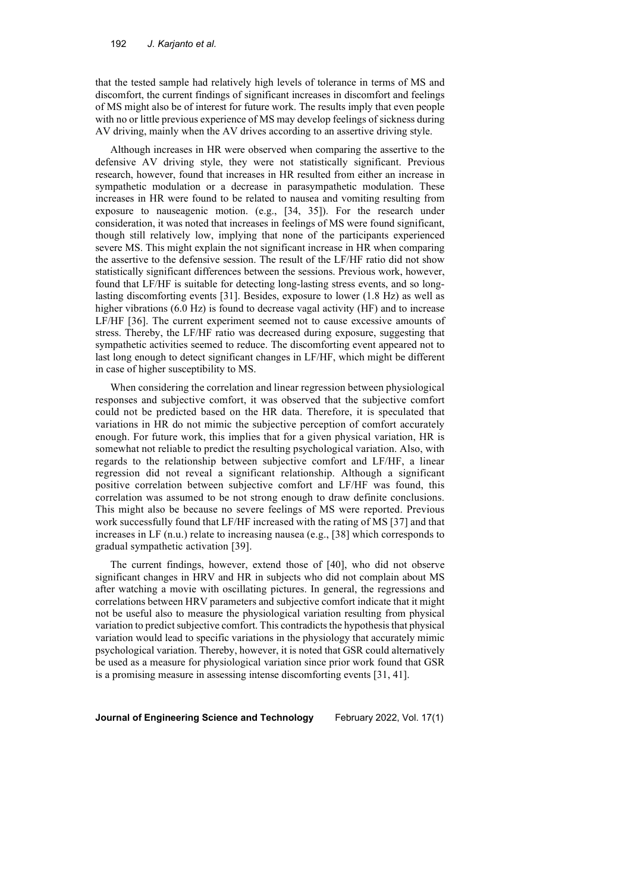that the tested sample had relatively high levels of tolerance in terms of MS and discomfort, the current findings of significant increases in discomfort and feelings of MS might also be of interest for future work. The results imply that even people with no or little previous experience of MS may develop feelings of sickness during AV driving, mainly when the AV drives according to an assertive driving style.

Although increases in HR were observed when comparing the assertive to the defensive AV driving style, they were not statistically significant. Previous research, however, found that increases in HR resulted from either an increase in sympathetic modulation or a decrease in parasympathetic modulation. These increases in HR were found to be related to nausea and vomiting resulting from exposure to nauseagenic motion. (e.g., [34, 35]). For the research under consideration, it was noted that increases in feelings of MS were found significant, though still relatively low, implying that none of the participants experienced severe MS. This might explain the not significant increase in HR when comparing the assertive to the defensive session. The result of the LF/HF ratio did not show statistically significant differences between the sessions. Previous work, however, found that LF/HF is suitable for detecting long-lasting stress events, and so long-lasting discomforting events [31]. Besides, exposure to lower (1.8 Hz) as well as higher vibrations (6.0 Hz) is found to decrease vagal activity (HF) and to increase LF/HF [36]. The current experiment seemed not to cause excessive amounts of stress. Thereby, the LF/HF ratio was decreased during exposure, suggesting that sympathetic activities seemed to reduce. The discomforting event appeared not to last long enough to detect significant changes in LF/HF, which might be different in case of higher susceptibility to MS.

When considering the correlation and linear regression between physiological responses and subjective comfort, it was observed that the subjective comfort could not be predicted based on the HR data. Therefore, it is speculated that variations in HR do not mimic the subjective perception of comfort accurately enough. For future work, this implies that for a given physical variation, HR is somewhat not reliable to predict the resulting psychological variation. Also, with regards to the relationship between subjective comfort and LF/HF, a linear regression did not reveal a significant relationship. Although a significant positive correlation between subjective comfort and LF/HF was found, this correlation was assumed to be not strong enough to draw definite conclusions. This might also be because no severe feelings of MS were reported. Previous work successfully found that LF/HF increased with the rating of MS [37] and that increases in LF (n.u.) relate to increasing nausea (e.g., [38] which corresponds to gradual sympathetic activation [39].

The current findings, however, extend those of [40], who did not observe significant changes in HRV and HR in subjects who did not complain about MS after watching a movie with oscillating pictures. In general, the regressions and correlations between HRV parameters and subjective comfort indicate that it might not be useful also to measure the physiological variation resulting from physical variation to predict subjective comfort. This contradicts the hypothesis that physical variation would lead to specific variations in the physiology that accurately mimic psychological variation. Thereby, however, it is noted that GSR could alternatively be used as a measure for physiological variation since prior work found that GSR is a promising measure in assessing intense discomforting events [31, 41].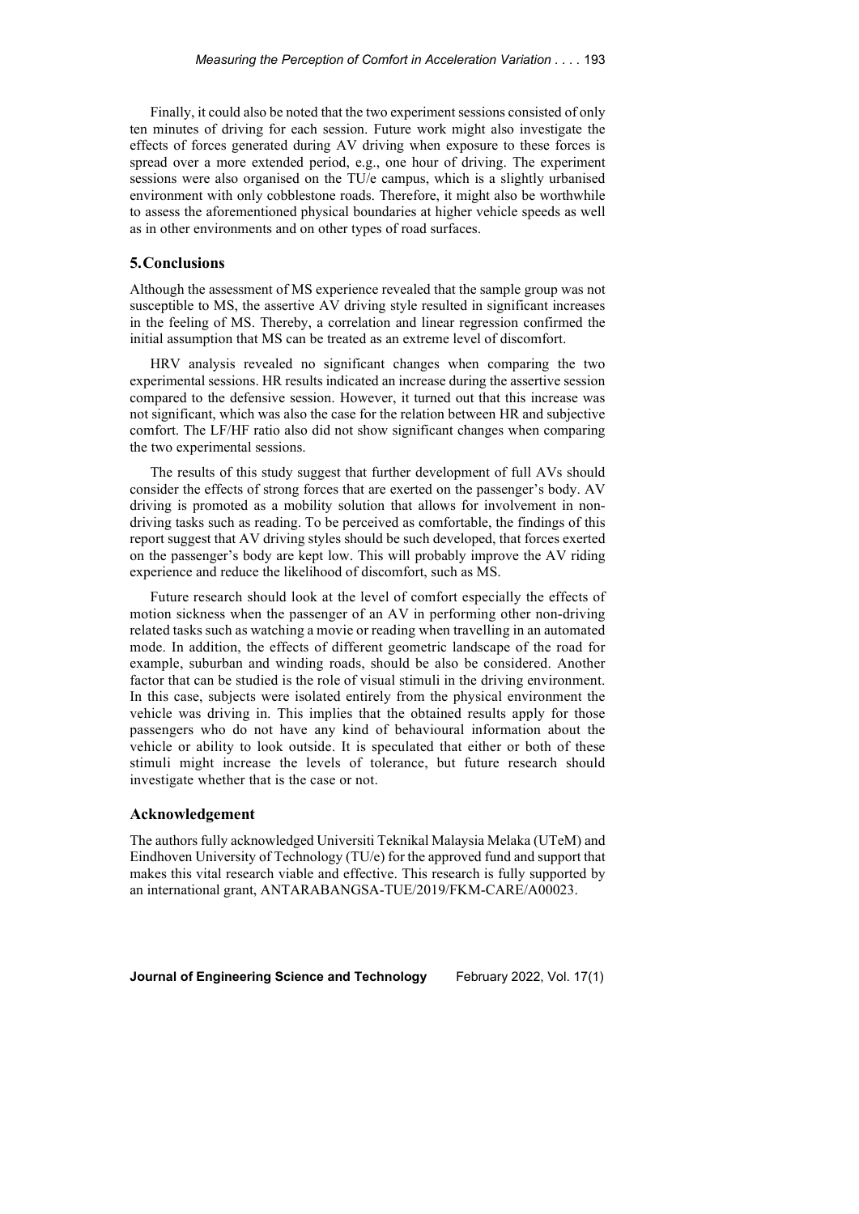Finally, it could also be noted that the two experiment sessions consisted of only ten minutes of driving for each session. Future work might also investigate the effects of forces generated during AV driving when exposure to these forces is spread over a more extended period, e.g., one hour of driving. The experiment sessions were also organised on the TU/e campus, which is a slightly urbanised environment with only cobblestone roads. Therefore, it might also be worthwhile to assess the aforementioned physical boundaries at higher vehicle speeds as well as in other environments and on other types of road surfaces.

## 5. Conclusions

Although the assessment of MS experience revealed that the sample group was not susceptible to MS, the assertive AV driving style resulted in significant increases in the feeling of MS. Thereby, a correlation and linear regression confirmed the initial assumption that MS can be treated as an extreme level of discomfort.

HRV analysis revealed no significant changes when comparing the two experimental sessions. HR results indicated an increase during the assertive session compared to the defensive session. However, it turned out that this increase was not significant, which was also the case for the relation between HR and subjective comfort. The LF/HF ratio also did not show significant changes when comparing the two experimental sessions.

The results of this study suggest that further development of full AVs should consider the effects of strong forces that are exerted on the passenger's body. AV driving is promoted as a mobility solution that allows for involvement in non-driving tasks such as reading. To be perceived as comfortable, the findings of this report suggest that AV driving styles should be such developed, that forces exerted on the passenger's body are kept low. This will probably improve the AV riding experience and reduce the likelihood of discomfort, such as MS.

Future research should look at the level of comfort especially the effects of motion sickness when the passenger of an AV in performing other non-driving related tasks such as watching a movie or reading when travelling in an automated mode. In addition, the effects of different geometric landscape of the road for example, suburban and winding roads, should be also be considered. Another factor that can be studied is the role of visual stimuli in the driving environment. In this case, subjects were isolated entirely from the physical environment the vehicle was driving in. This implies that the obtained results apply for those passengers who do not have any kind of behavioural information about the vehicle or ability to look outside. It is speculated that either or both of these stimuli might increase the levels of tolerance, but future research should investigate whether that is the case or not.

## Acknowledgement

The authors fully acknowledged Universiti Teknikal Malaysia Melaka (UTeM) and Eindhoven University of Technology (TU/e) for the approved fund and support that makes this vital research viable and effective. This research is fully supported by an international grant, ANTARABANGSA-TUE/2019/FKM-CARE/A00023.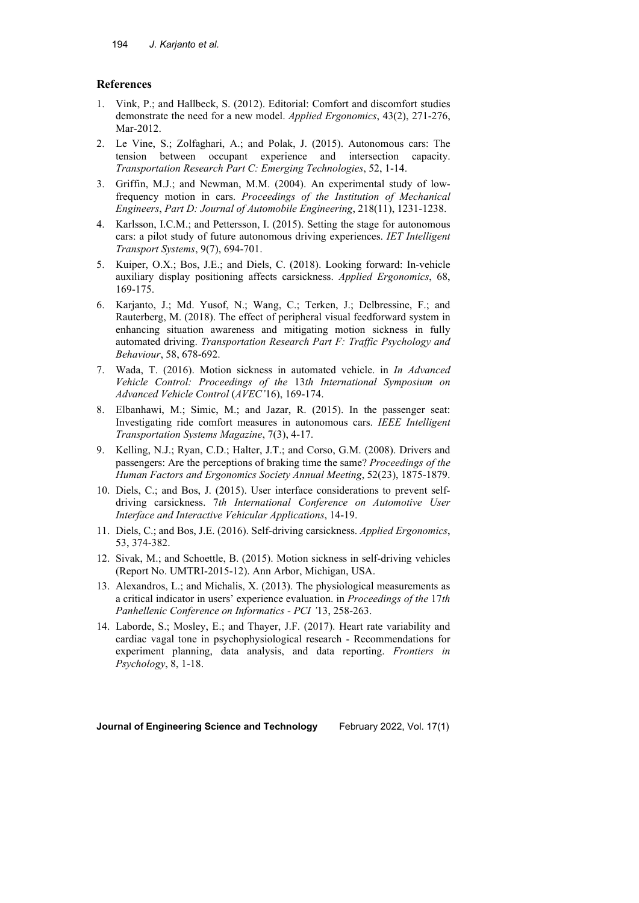## References

1. Vink, P.; and Hallbeck, S. (2012). Editorial: Comfort and discomfort studies demonstrate the need for a new model. *Applied Ergonomics*, 43(2), 271-276, Mar-2012.
2. Le Vine, S.; Zolfaghari, A.; and Polak, J. (2015). Autonomous cars: The tension between occupant experience and intersection capacity. *Transportation Research Part C: Emerging Technologies*, 52, 1-14.
3. Griffin, M.J.; and Newman, M.M. (2004). An experimental study of low-frequency motion in cars. *Proceedings of the Institution of Mechanical Engineers*, *Part D: Journal of Automobile Engineering*, 218(11), 1231-1238.
4. Karlsson, I.C.M.; and Pettersson, I. (2015). Setting the stage for autonomous cars: a pilot study of future autonomous driving experiences. *IET Intelligent Transport Systems*, 9(7), 694-701.
5. Kuiper, O.X.; Bos, J.E.; and Diels, C. (2018). Looking forward: In-vehicle auxiliary display positioning affects carsickness. *Applied Ergonomics*, 68, 169-175.
6. Karjanto, J.; Md. Yusof, N.; Wang, C.; Terken, J.; Delbressine, F.; and Rauterberg, M. (2018). The effect of peripheral visual feedforward system in enhancing situation awareness and mitigating motion sickness in fully automated driving. *Transportation Research Part F: Traffic Psychology and Behaviour*, 58, 678-692.
7. Wada, T. (2016). Motion sickness in automated vehicle. in *In Advanced Vehicle Control: Proceedings of the* 13*th International Symposium on Advanced Vehicle Control* (*AVEC'*16), 169-174.
8. Elbanhawi, M.; Simic, M.; and Jazar, R. (2015). In the passenger seat: Investigating ride comfort measures in autonomous cars. *IEEE Intelligent Transportation Systems Magazine*, 7(3), 4-17.
9. Kelling, N.J.; Ryan, C.D.; Halter, J.T.; and Corso, G.M. (2008). Drivers and passengers: Are the perceptions of braking time the same? *Proceedings of the Human Factors and Ergonomics Society Annual Meeting*, 52(23), 1875-1879.
10. Diels, C.; and Bos, J. (2015). User interface considerations to prevent self-driving carsickness. 7*th International Conference on Automotive User Interface and Interactive Vehicular Applications*, 14-19.
11. Diels, C.; and Bos, J.E. (2016). Self-driving carsickness. *Applied Ergonomics*, 53, 374-382.
12. Sivak, M.; and Schoettle, B. (2015). Motion sickness in self-driving vehicles (Report No. UMTRI-2015-12). Ann Arbor, Michigan, USA.
13. Alexandros, L.; and Michalis, X. (2013). The physiological measurements as a critical indicator in users' experience evaluation. in *Proceedings of the* 17*th Panhellenic Conference on Informatics - PCI '*13, 258-263.
14. Laborde, S.; Mosley, E.; and Thayer, J.F. (2017). Heart rate variability and cardiac vagal tone in psychophysiological research - Recommendations for experiment planning, data analysis, and data reporting. *Frontiers in Psychology*, 8, 1-18.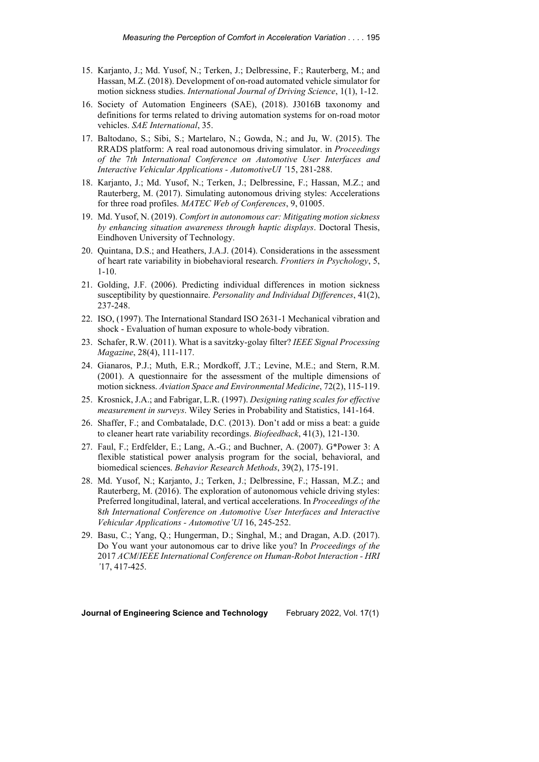15. Karjanto, J.; Md. Yusof, N.; Terken, J.; Delbressine, F.; Rauterberg, M.; and Hassan, M.Z. (2018). Development of on-road automated vehicle simulator for motion sickness studies. *International Journal of Driving Science*, 1(1), 1-12.
16. Society of Automation Engineers (SAE), (2018). J3016B taxonomy and definitions for terms related to driving automation systems for on-road motor vehicles. *SAE International*, 35.
17. Baltodano, S.; Sibi, S.; Martelaro, N.; Gowda, N.; and Ju, W. (2015). The RRADS platform: A real road autonomous driving simulator. in *Proceedings of the* 7*th International Conference on Automotive User Interfaces and Interactive Vehicular Applications - AutomotiveUI '*15, 281-288.
18. Karjanto, J.; Md. Yusof, N.; Terken, J.; Delbressine, F.; Hassan, M.Z.; and Rauterberg, M. (2017). Simulating autonomous driving styles: Accelerations for three road profiles. *MATEC Web of Conferences*, 9, 01005.
19. Md. Yusof, N. (2019). *Comfort in autonomous car: Mitigating motion sickness by enhancing situation awareness through haptic displays*. Doctoral Thesis, Eindhoven University of Technology.
20. Quintana, D.S.; and Heathers, J.A.J. (2014). Considerations in the assessment of heart rate variability in biobehavioral research. *Frontiers in Psychology*, 5, 1-10.
21. Golding, J.F. (2006). Predicting individual differences in motion sickness susceptibility by questionnaire. *Personality and Individual Differences*, 41(2), 237-248.
22. ISO, (1997). The International Standard ISO 2631-1 Mechanical vibration and shock - Evaluation of human exposure to whole-body vibration.
23. Schafer, R.W. (2011). What is a savitzky-golay filter? *IEEE Signal Processing Magazine*, 28(4), 111-117.
24. Gianaros, P.J.; Muth, E.R.; Mordkoff, J.T.; Levine, M.E.; and Stern, R.M. (2001). A questionnaire for the assessment of the multiple dimensions of motion sickness. *Aviation Space and Environmental Medicine*, 72(2), 115-119.
25. Krosnick, J.A.; and Fabrigar, L.R. (1997). *Designing rating scales for effective measurement in surveys*. Wiley Series in Probability and Statistics, 141-164.
26. Shaffer, F.; and Combatalade, D.C. (2013). Don't add or miss a beat: a guide to cleaner heart rate variability recordings. *Biofeedback*, 41(3), 121-130.
27. Faul, F.; Erdfelder, E.; Lang, A.-G.; and Buchner, A. (2007). G*Power 3: A flexible statistical power analysis program for the social, behavioral, and biomedical sciences. *Behavior Research Methods*, 39(2), 175-191.
28. Md. Yusof, N.; Karjanto, J.; Terken, J.; Delbressine, F.; Hassan, M.Z.; and Rauterberg, M. (2016). The exploration of autonomous vehicle driving styles: Preferred longitudinal, lateral, and vertical accelerations. In *Proceedings of the* 8*th International Conference on Automotive User Interfaces and Interactive Vehicular Applications - Automotive'UI* 16, 245-252.
29. Basu, C.; Yang, Q.; Hungerman, D.; Singhal, M.; and Dragan, A.D. (2017). Do You want your autonomous car to drive like you? In *Proceedings of the* 2017 *ACM/IEEE International Conference on Human-Robot Interaction - HRI '*17, 417-425.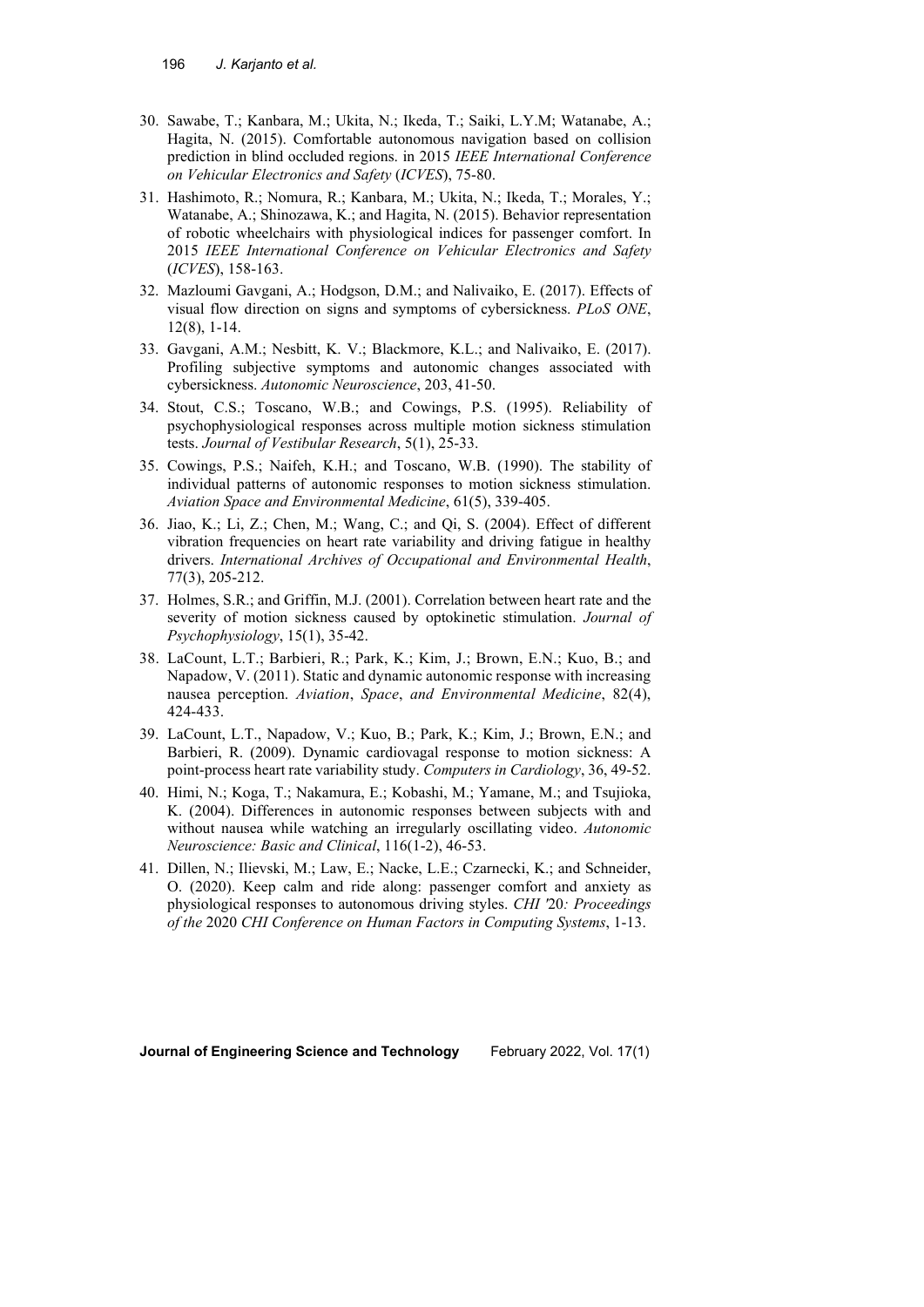30. Sawabe, T.; Kanbara, M.; Ukita, N.; Ikeda, T.; Saiki, L.Y.M; Watanabe, A.; Hagita, N. (2015). Comfortable autonomous navigation based on collision prediction in blind occluded regions. in 2015 *IEEE International Conference on Vehicular Electronics and Safety* (*ICVES*), 75-80.
31. Hashimoto, R.; Nomura, R.; Kanbara, M.; Ukita, N.; Ikeda, T.; Morales, Y.; Watanabe, A.; Shinozawa, K.; and Hagita, N. (2015). Behavior representation of robotic wheelchairs with physiological indices for passenger comfort. In 2015 *IEEE International Conference on Vehicular Electronics and Safety* (*ICVES*), 158-163.
32. Mazloumi Gavgani, A.; Hodgson, D.M.; and Nalivaiko, E. (2017). Effects of visual flow direction on signs and symptoms of cybersickness. *PLoS ONE*, 12(8), 1-14.
33. Gavgani, A.M.; Nesbitt, K. V.; Blackmore, K.L.; and Nalivaiko, E. (2017). Profiling subjective symptoms and autonomic changes associated with cybersickness. *Autonomic Neuroscience*, 203, 41-50.
34. Stout, C.S.; Toscano, W.B.; and Cowings, P.S. (1995). Reliability of psychophysiological responses across multiple motion sickness stimulation tests. *Journal of Vestibular Research*, 5(1), 25-33.
35. Cowings, P.S.; Naifeh, K.H.; and Toscano, W.B. (1990). The stability of individual patterns of autonomic responses to motion sickness stimulation. *Aviation Space and Environmental Medicine*, 61(5), 339-405.
36. Jiao, K.; Li, Z.; Chen, M.; Wang, C.; and Qi, S. (2004). Effect of different vibration frequencies on heart rate variability and driving fatigue in healthy drivers. *International Archives of Occupational and Environmental Health*, 77(3), 205-212.
37. Holmes, S.R.; and Griffin, M.J. (2001). Correlation between heart rate and the severity of motion sickness caused by optokinetic stimulation. *Journal of Psychophysiology*, 15(1), 35-42.
38. LaCount, L.T.; Barbieri, R.; Park, K.; Kim, J.; Brown, E.N.; Kuo, B.; and Napadow, V. (2011). Static and dynamic autonomic response with increasing nausea perception. *Aviation*, *Space*, *and Environmental Medicine*, 82(4), 424-433.
39. LaCount, L.T., Napadow, V.; Kuo, B.; Park, K.; Kim, J.; Brown, E.N.; and Barbieri, R. (2009). Dynamic cardiovagal response to motion sickness: A point-process heart rate variability study. *Computers in Cardiology*, 36, 49-52.
40. Himi, N.; Koga, T.; Nakamura, E.; Kobashi, M.; Yamane, M.; and Tsujioka, K. (2004). Differences in autonomic responses between subjects with and without nausea while watching an irregularly oscillating video. *Autonomic Neuroscience: Basic and Clinical*, 116(1-2), 46-53.
41. Dillen, N.; Ilievski, M.; Law, E.; Nacke, L.E.; Czarnecki, K.; and Schneider, O. (2020). Keep calm and ride along: passenger comfort and anxiety as physiological responses to autonomous driving styles. *CHI '20: Proceedings of the 2020 CHI Conference on Human Factors in Computing Systems*, 1-13.